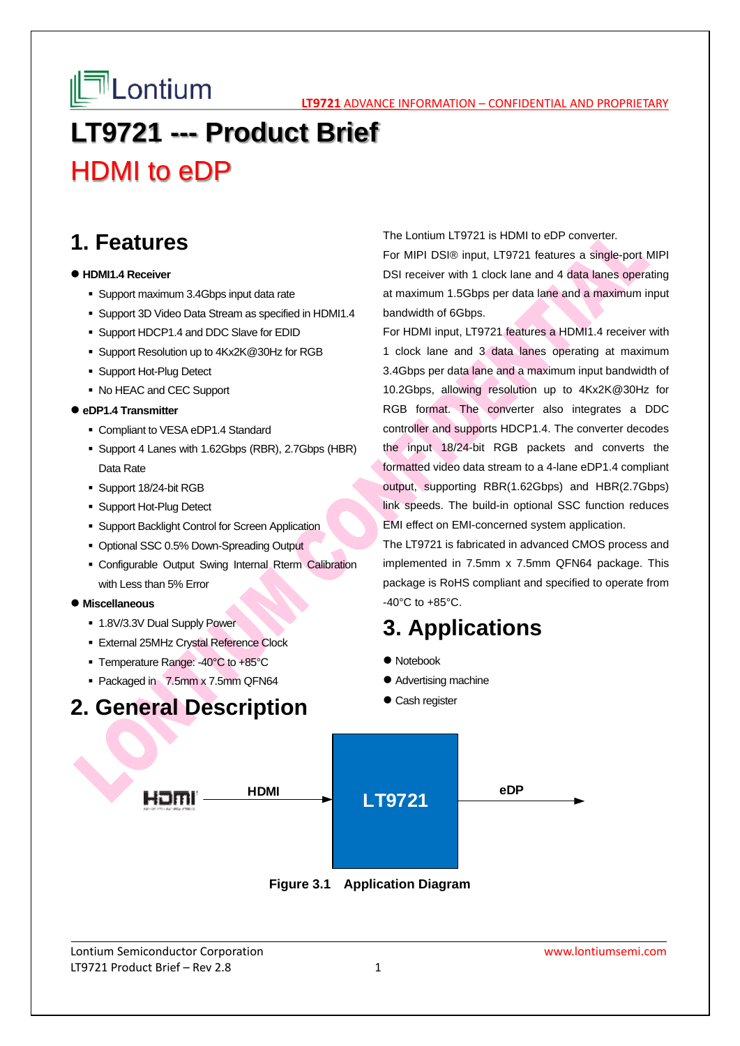# LT9721 --- Product Brief

# HDMI to eDP

## 1. Features

- **HDMI1.4 Receiver**
  - Support maximum 3.4Gbps input data rate
  - Support 3D Video Data Stream as specified in HDMI1.4
  - Support HDCP1.4 and DDC Slave for EDID
  - Support Resolution up to 4Kx2K@30Hz for RGB
  - Support Hot-Plug Detect
  - No HEAC and CEC Support
- **eDP1.4 Transmitter**
  - Compliant to VESA eDP1.4 Standard
  - Support 4 Lanes with 1.62Gbps (RBR), 2.7Gbps (HBR) Data Rate
  - Support 18/24-bit RGB
  - Support Hot-Plug Detect
  - Support Backlight Control for Screen Application
  - Optional SSC 0.5% Down-Spreading Output
  - Configurable Output Swing Internal Rterm Calibration with Less than 5% Error
- **Miscellaneous**
  - 1.8V/3.3V Dual Supply Power
  - External 25MHz Crystal Reference Clock
  - Temperature Range: -40°C to +85°C
  - Packaged in 7.5mm x 7.5mm QFN64

## 2. General Description

The Lontium LT9721 is HDMI to eDP converter.

For MIPI DSI® input, LT9721 features a single-port MIPI DSI receiver with 1 clock lane and 4 data lanes operating at maximum 1.5Gbps per data lane and a maximum input bandwidth of 6Gbps.

For HDMI input, LT9721 features a HDMI1.4 receiver with 1 clock lane and 3 data lanes operating at maximum 3.4Gbps per data lane and a maximum input bandwidth of 10.2Gbps, allowing resolution up to 4Kx2K@30Hz for RGB format. The converter also integrates a DDC controller and supports HDCP1.4. The converter decodes the input 18/24-bit RGB packets and converts the formatted video data stream to a 4-lane eDP1.4 compliant output, supporting RBR(1.62Gbps) and HBR(2.7Gbps) link speeds. The build-in optional SSC function reduces EMI effect on EMI-concerned system application.

The LT9721 is fabricated in advanced CMOS process and implemented in 7.5mm x 7.5mm QFN64 package. This package is RoHS compliant and specified to operate from -40°C to +85°C.

## 3. Applications

- Notebook
- Advertising machine
- Cash register

HDMI → HDMI → LT9721 → eDP

**Figure 3.1 Application Diagram**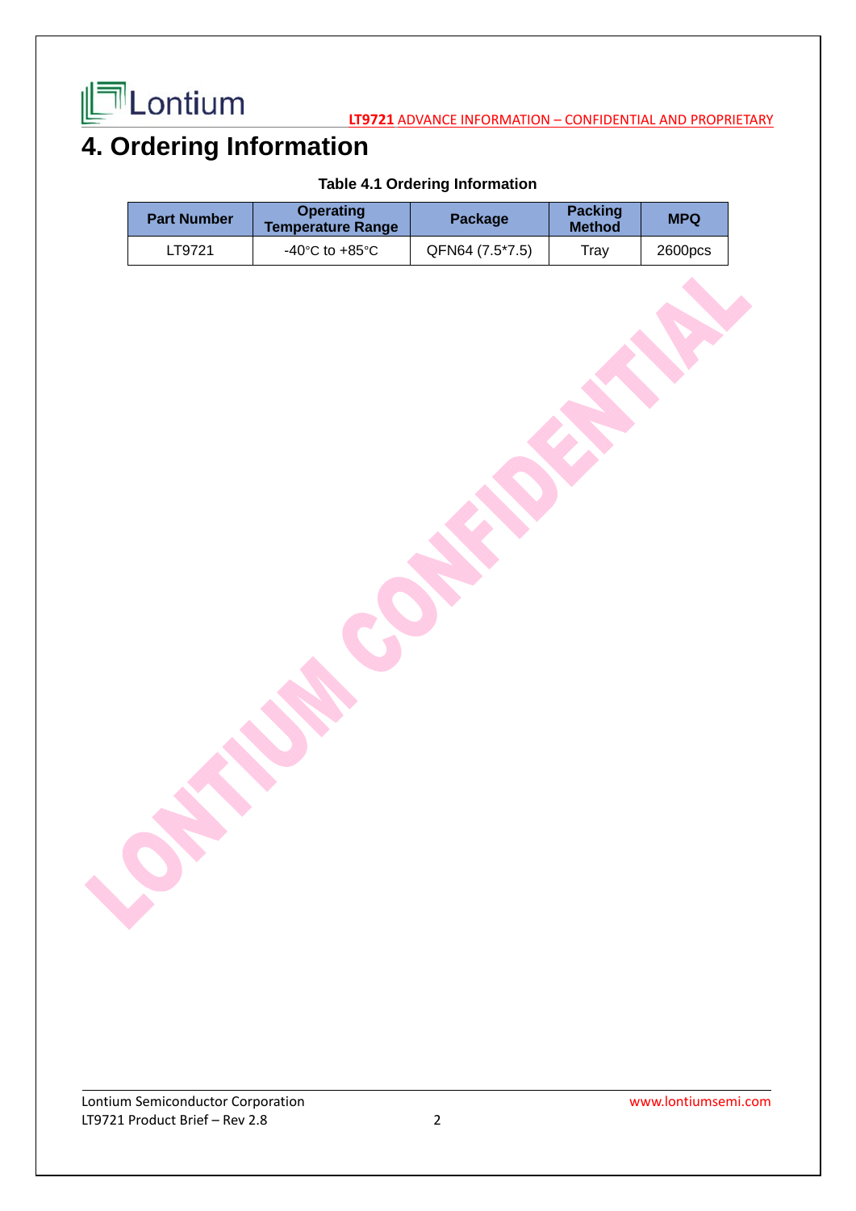# 4. Ordering Information

**Table 4.1 Ordering Information**

| Part Number | Operating Temperature Range | Package | Packing Method | MPQ |
|---|---|---|---|---|
| LT9721 | -40°C to +85°C | QFN64 (7.5*7.5) | Tray | 2600pcs |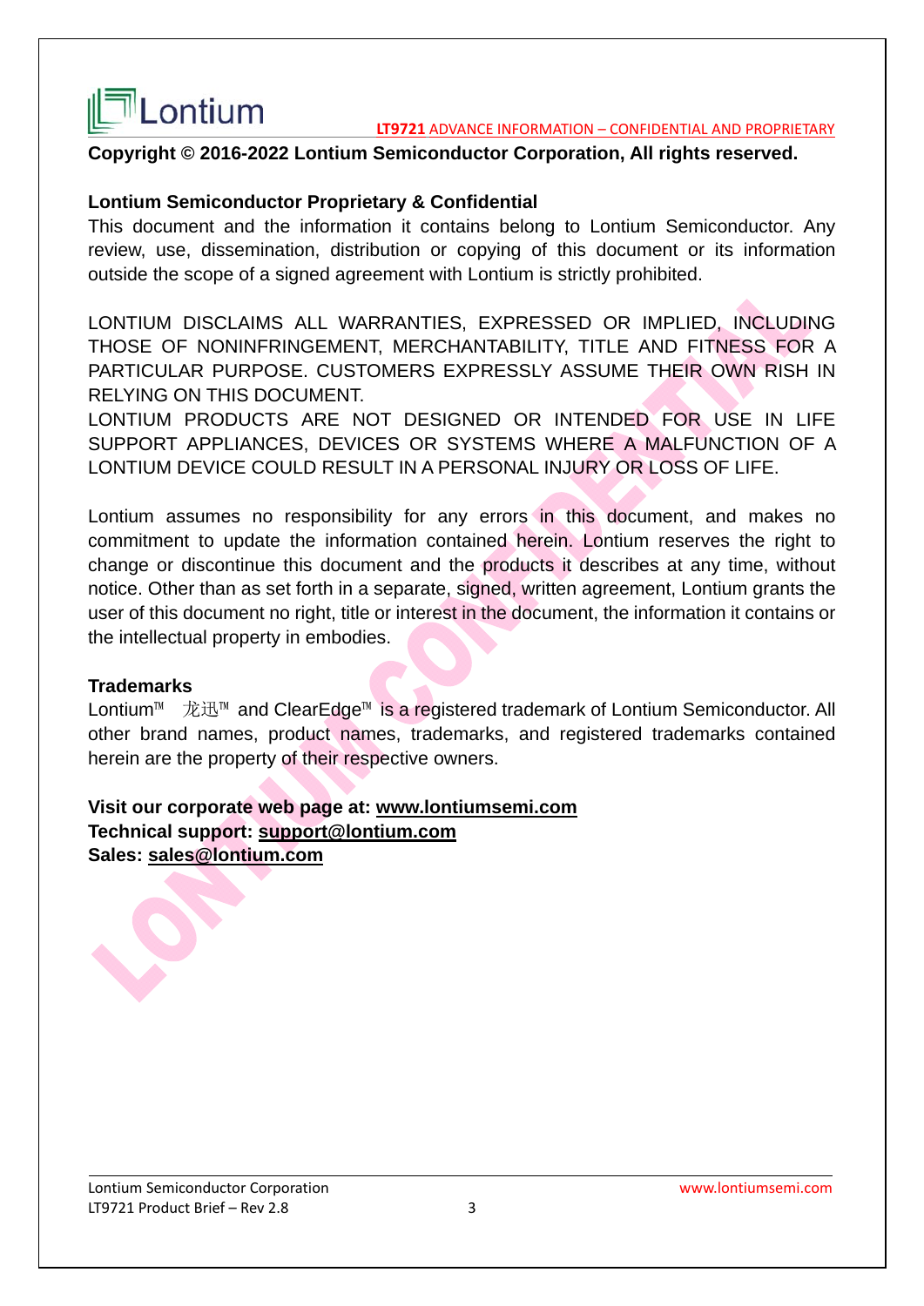**Copyright © 2016-2022 Lontium Semiconductor Corporation, All rights reserved.**

**Lontium Semiconductor Proprietary & Confidential**

This document and the information it contains belong to Lontium Semiconductor. Any review, use, dissemination, distribution or copying of this document or its information outside the scope of a signed agreement with Lontium is strictly prohibited.

LONTIUM DISCLAIMS ALL WARRANTIES, EXPRESSED OR IMPLIED, INCLUDING THOSE OF NONINFRINGEMENT, MERCHANTABILITY, TITLE AND FITNESS FOR A PARTICULAR PURPOSE. CUSTOMERS EXPRESSLY ASSUME THEIR OWN RISH IN RELYING ON THIS DOCUMENT.

LONTIUM PRODUCTS ARE NOT DESIGNED OR INTENDED FOR USE IN LIFE SUPPORT APPLIANCES, DEVICES OR SYSTEMS WHERE A MALFUNCTION OF A LONTIUM DEVICE COULD RESULT IN A PERSONAL INJURY OR LOSS OF LIFE.

Lontium assumes no responsibility for any errors in this document, and makes no commitment to update the information contained herein. Lontium reserves the right to change or discontinue this document and the products it describes at any time, without notice. Other than as set forth in a separate, signed, written agreement, Lontium grants the user of this document no right, title or interest in the document, the information it contains or the intellectual property in embodies.

**Trademarks**

Lontium™ 龙迅™ and ClearEdge™ is a registered trademark of Lontium Semiconductor. All other brand names, product names, trademarks, and registered trademarks contained herein are the property of their respective owners.

**Visit our corporate web page at: www.lontiumsemi.com**
**Technical support: support@lontium.com**
**Sales: sales@lontium.com**